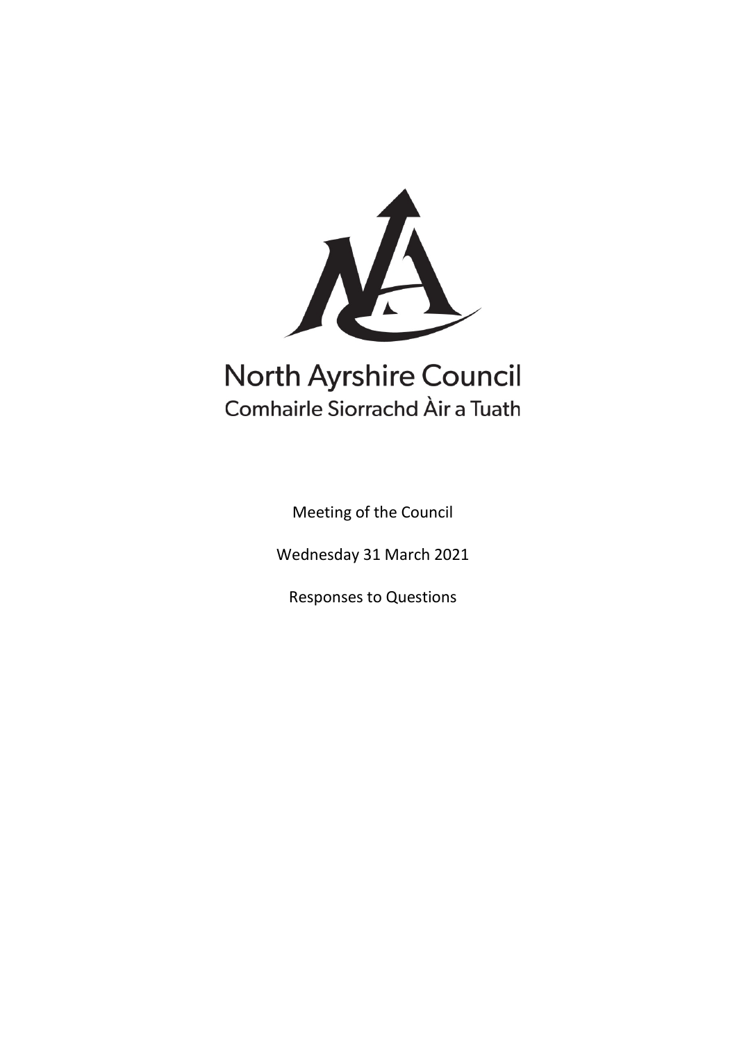North Ayrshire Council
Comhairle Siorrachd Àir a Tuath

Meeting of the Council

Wednesday 31 March 2021

Responses to Questions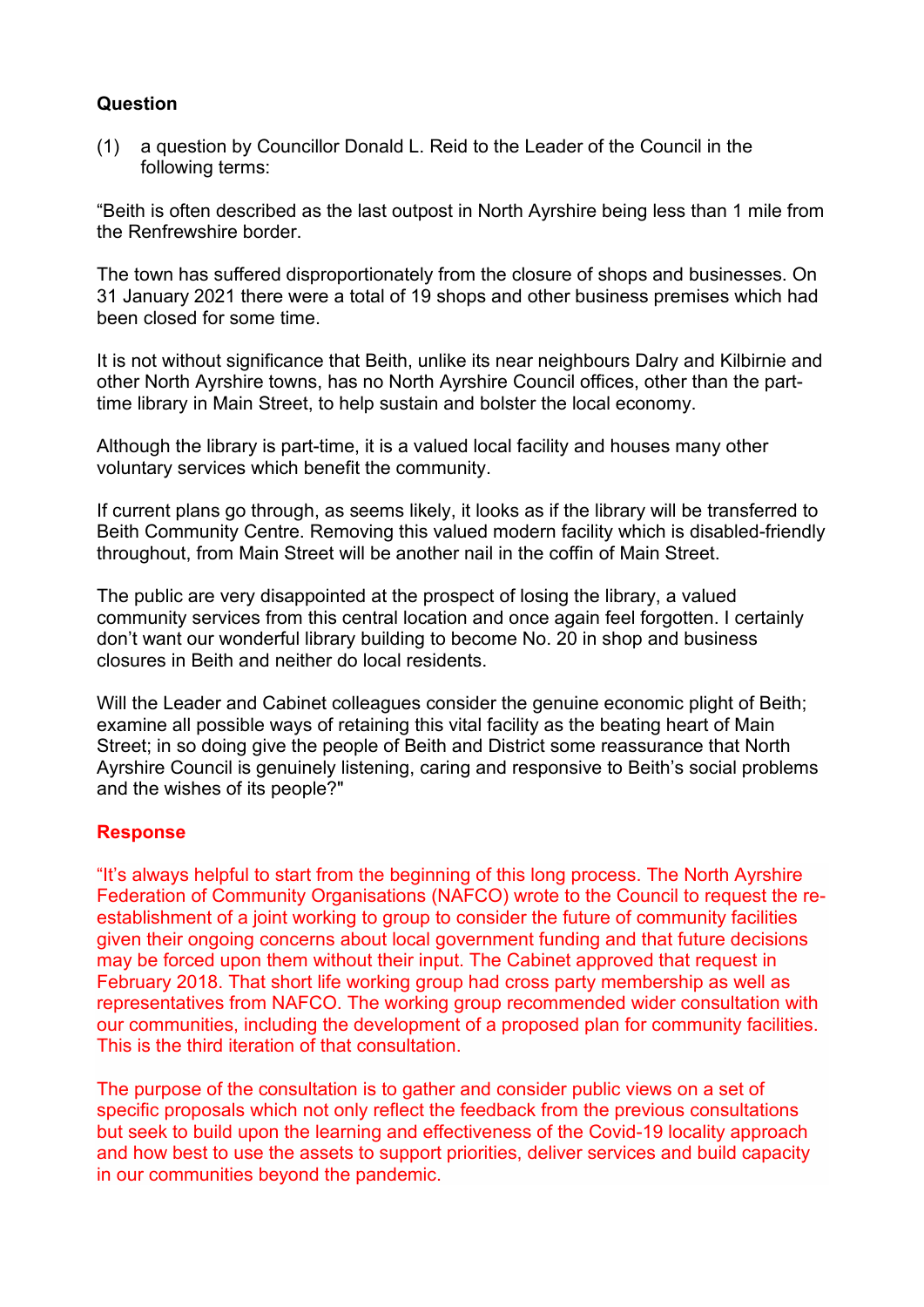**Question**

(1) a question by Councillor Donald L. Reid to the Leader of the Council in the following terms:

"Beith is often described as the last outpost in North Ayrshire being less than 1 mile from the Renfrewshire border.

The town has suffered disproportionately from the closure of shops and businesses. On 31 January 2021 there were a total of 19 shops and other business premises which had been closed for some time.

It is not without significance that Beith, unlike its near neighbours Dalry and Kilbirnie and other North Ayrshire towns, has no North Ayrshire Council offices, other than the part-time library in Main Street, to help sustain and bolster the local economy.

Although the library is part-time, it is a valued local facility and houses many other voluntary services which benefit the community.

If current plans go through, as seems likely, it looks as if the library will be transferred to Beith Community Centre. Removing this valued modern facility which is disabled-friendly throughout, from Main Street will be another nail in the coffin of Main Street.

The public are very disappointed at the prospect of losing the library, a valued community services from this central location and once again feel forgotten. I certainly don't want our wonderful library building to become No. 20 in shop and business closures in Beith and neither do local residents.

Will the Leader and Cabinet colleagues consider the genuine economic plight of Beith; examine all possible ways of retaining this vital facility as the beating heart of Main Street; in so doing give the people of Beith and District some reassurance that North Ayrshire Council is genuinely listening, caring and responsive to Beith's social problems and the wishes of its people?"

**Response**

"It's always helpful to start from the beginning of this long process. The North Ayrshire Federation of Community Organisations (NAFCO) wrote to the Council to request the re-establishment of a joint working to group to consider the future of community facilities given their ongoing concerns about local government funding and that future decisions may be forced upon them without their input. The Cabinet approved that request in February 2018. That short life working group had cross party membership as well as representatives from NAFCO. The working group recommended wider consultation with our communities, including the development of a proposed plan for community facilities. This is the third iteration of that consultation.

The purpose of the consultation is to gather and consider public views on a set of specific proposals which not only reflect the feedback from the previous consultations but seek to build upon the learning and effectiveness of the Covid-19 locality approach and how best to use the assets to support priorities, deliver services and build capacity in our communities beyond the pandemic.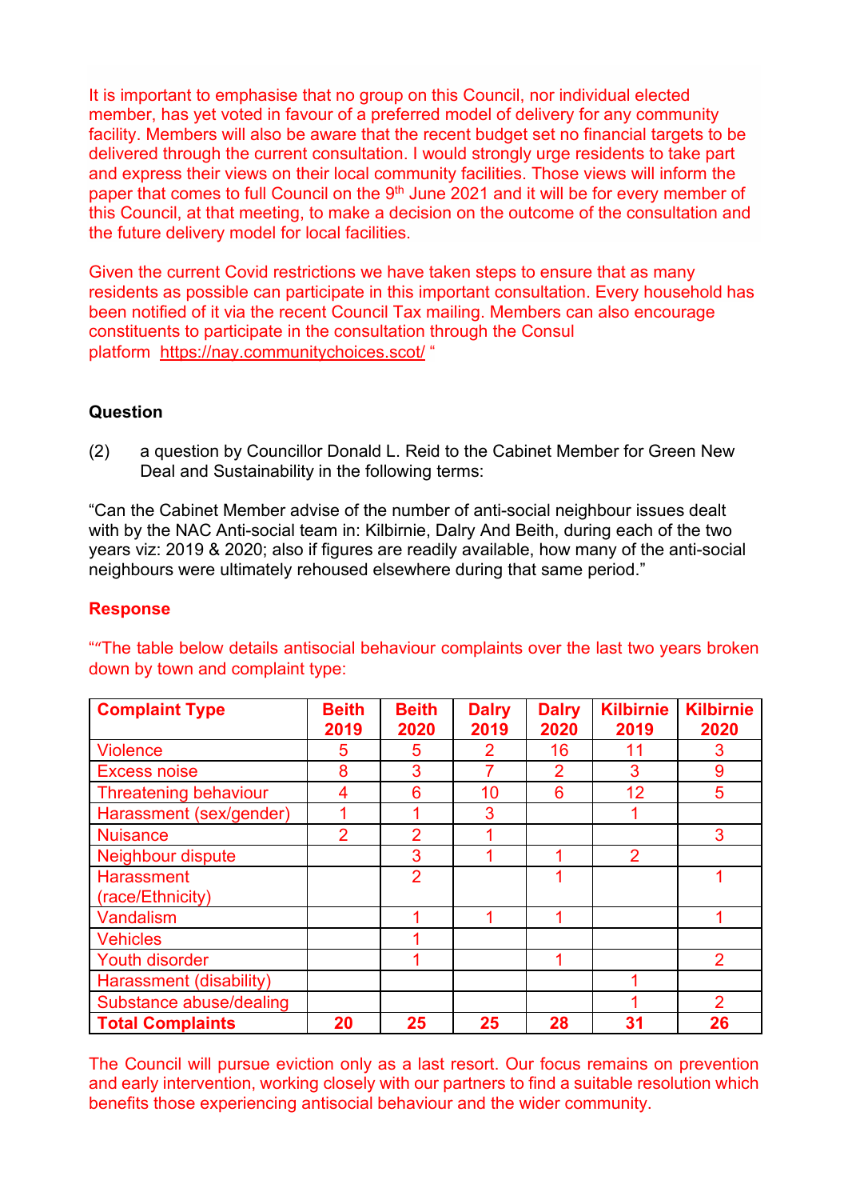It is important to emphasise that no group on this Council, nor individual elected member, has yet voted in favour of a preferred model of delivery for any community facility. Members will also be aware that the recent budget set no financial targets to be delivered through the current consultation. I would strongly urge residents to take part and express their views on their local community facilities. Those views will inform the paper that comes to full Council on the 9th June 2021 and it will be for every member of this Council, at that meeting, to make a decision on the outcome of the consultation and the future delivery model for local facilities.

Given the current Covid restrictions we have taken steps to ensure that as many residents as possible can participate in this important consultation. Every household has been notified of it via the recent Council Tax mailing. Members can also encourage constituents to participate in the consultation through the Consul platform https://nay.communitychoices.scot/ "

**Question**

(2) a question by Councillor Donald L. Reid to the Cabinet Member for Green New Deal and Sustainability in the following terms:

"Can the Cabinet Member advise of the number of anti-social neighbour issues dealt with by the NAC Anti-social team in: Kilbirnie, Dalry And Beith, during each of the two years viz: 2019 & 2020; also if figures are readily available, how many of the anti-social neighbours were ultimately rehoused elsewhere during that same period."

**Response**

""The table below details antisocial behaviour complaints over the last two years broken down by town and complaint type:

| Complaint Type | Beith 2019 | Beith 2020 | Dalry 2019 | Dalry 2020 | Kilbirnie 2019 | Kilbirnie 2020 |
|---|---|---|---|---|---|---|
| Violence | 5 | 5 | 2 | 16 | 11 | 3 |
| Excess noise | 8 | 3 | 7 | 2 | 3 | 9 |
| Threatening behaviour | 4 | 6 | 10 | 6 | 12 | 5 |
| Harassment (sex/gender) | 1 | 1 | 3 | | 1 | |
| Nuisance | 2 | 2 | 1 | | | 3 |
| Neighbour dispute | | 3 | 1 | 1 | 2 | |
| Harassment (race/Ethnicity) | | 2 | | 1 | | 1 |
| Vandalism | | 1 | 1 | 1 | | 1 |
| Vehicles | | 1 | | | | |
| Youth disorder | | 1 | | 1 | | 2 |
| Harassment (disability) | | | | | 1 | |
| Substance abuse/dealing | | | | | 1 | 2 |
| **Total Complaints** | **20** | **25** | **25** | **28** | **31** | **26** |

The Council will pursue eviction only as a last resort. Our focus remains on prevention and early intervention, working closely with our partners to find a suitable resolution which benefits those experiencing antisocial behaviour and the wider community.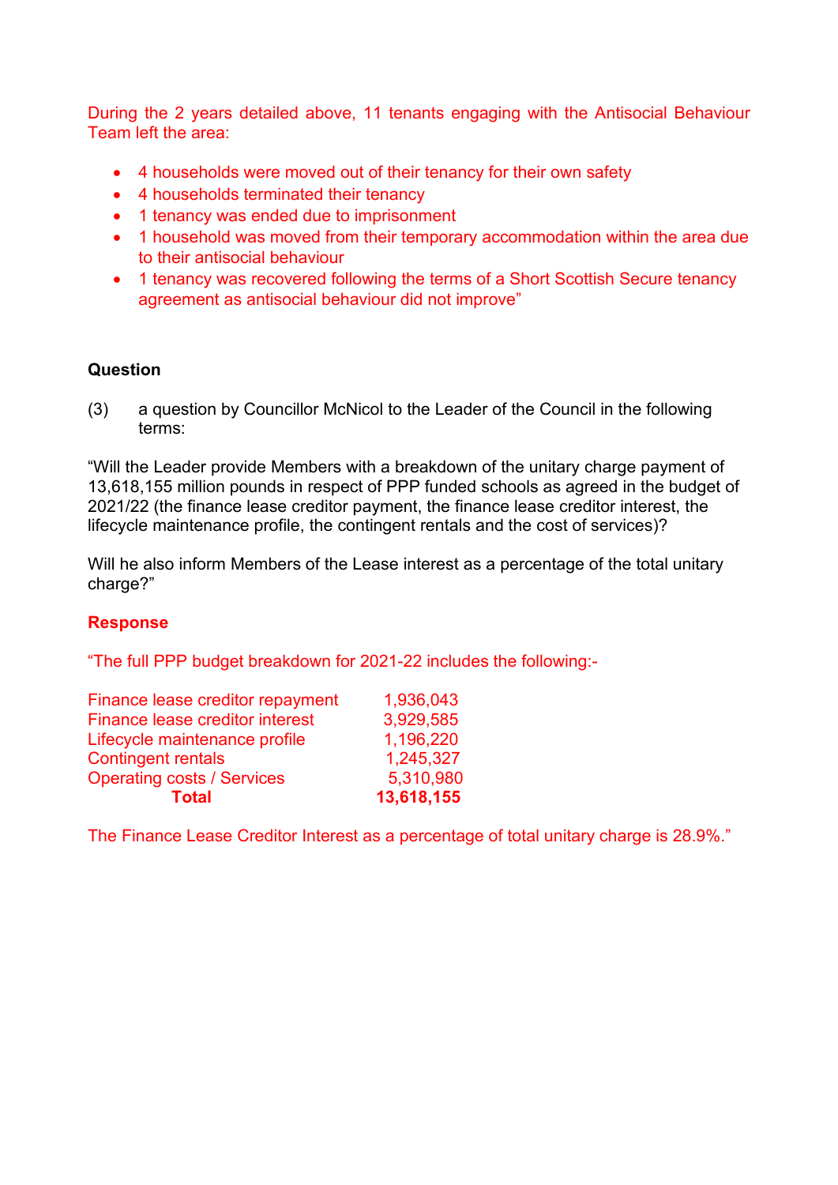During the 2 years detailed above, 11 tenants engaging with the Antisocial Behaviour Team left the area:

- 4 households were moved out of their tenancy for their own safety
- 4 households terminated their tenancy
- 1 tenancy was ended due to imprisonment
- 1 household was moved from their temporary accommodation within the area due to their antisocial behaviour
- 1 tenancy was recovered following the terms of a Short Scottish Secure tenancy agreement as antisocial behaviour did not improve"

**Question**

(3) a question by Councillor McNicol to the Leader of the Council in the following terms:

"Will the Leader provide Members with a breakdown of the unitary charge payment of 13,618,155 million pounds in respect of PPP funded schools as agreed in the budget of 2021/22 (the finance lease creditor payment, the finance lease creditor interest, the lifecycle maintenance profile, the contingent rentals and the cost of services)?

Will he also inform Members of the Lease interest as a percentage of the total unitary charge?"

**Response**

"The full PPP budget breakdown for 2021-22 includes the following:-

| | |
|---|---|
| Finance lease creditor repayment | 1,936,043 |
| Finance lease creditor interest | 3,929,585 |
| Lifecycle maintenance profile | 1,196,220 |
| Contingent rentals | 1,245,327 |
| Operating costs / Services | 5,310,980 |
| **Total** | **13,618,155** |

The Finance Lease Creditor Interest as a percentage of total unitary charge is 28.9%."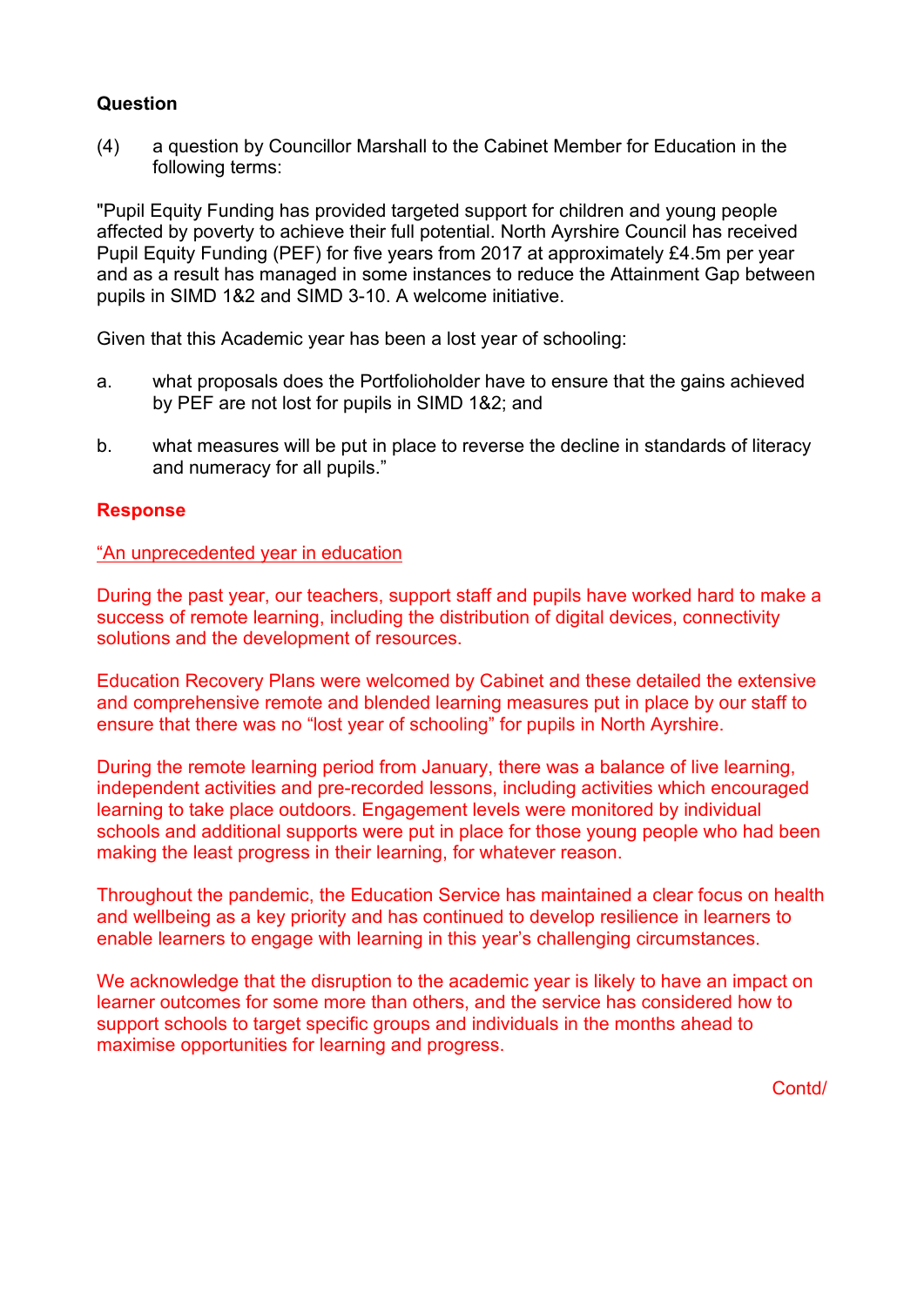**Question**

(4) a question by Councillor Marshall to the Cabinet Member for Education in the following terms:

"Pupil Equity Funding has provided targeted support for children and young people affected by poverty to achieve their full potential. North Ayrshire Council has received Pupil Equity Funding (PEF) for five years from 2017 at approximately £4.5m per year and as a result has managed in some instances to reduce the Attainment Gap between pupils in SIMD 1&2 and SIMD 3-10. A welcome initiative.

Given that this Academic year has been a lost year of schooling:

a. what proposals does the Portfolioholder have to ensure that the gains achieved by PEF are not lost for pupils in SIMD 1&2; and

b. what measures will be put in place to reverse the decline in standards of literacy and numeracy for all pupils."

**Response**

<u>"An unprecedented year in education</u>

During the past year, our teachers, support staff and pupils have worked hard to make a success of remote learning, including the distribution of digital devices, connectivity solutions and the development of resources.

Education Recovery Plans were welcomed by Cabinet and these detailed the extensive and comprehensive remote and blended learning measures put in place by our staff to ensure that there was no "lost year of schooling" for pupils in North Ayrshire.

During the remote learning period from January, there was a balance of live learning, independent activities and pre-recorded lessons, including activities which encouraged learning to take place outdoors. Engagement levels were monitored by individual schools and additional supports were put in place for those young people who had been making the least progress in their learning, for whatever reason.

Throughout the pandemic, the Education Service has maintained a clear focus on health and wellbeing as a key priority and has continued to develop resilience in learners to enable learners to engage with learning in this year's challenging circumstances.

We acknowledge that the disruption to the academic year is likely to have an impact on learner outcomes for some more than others, and the service has considered how to support schools to target specific groups and individuals in the months ahead to maximise opportunities for learning and progress.

Contd/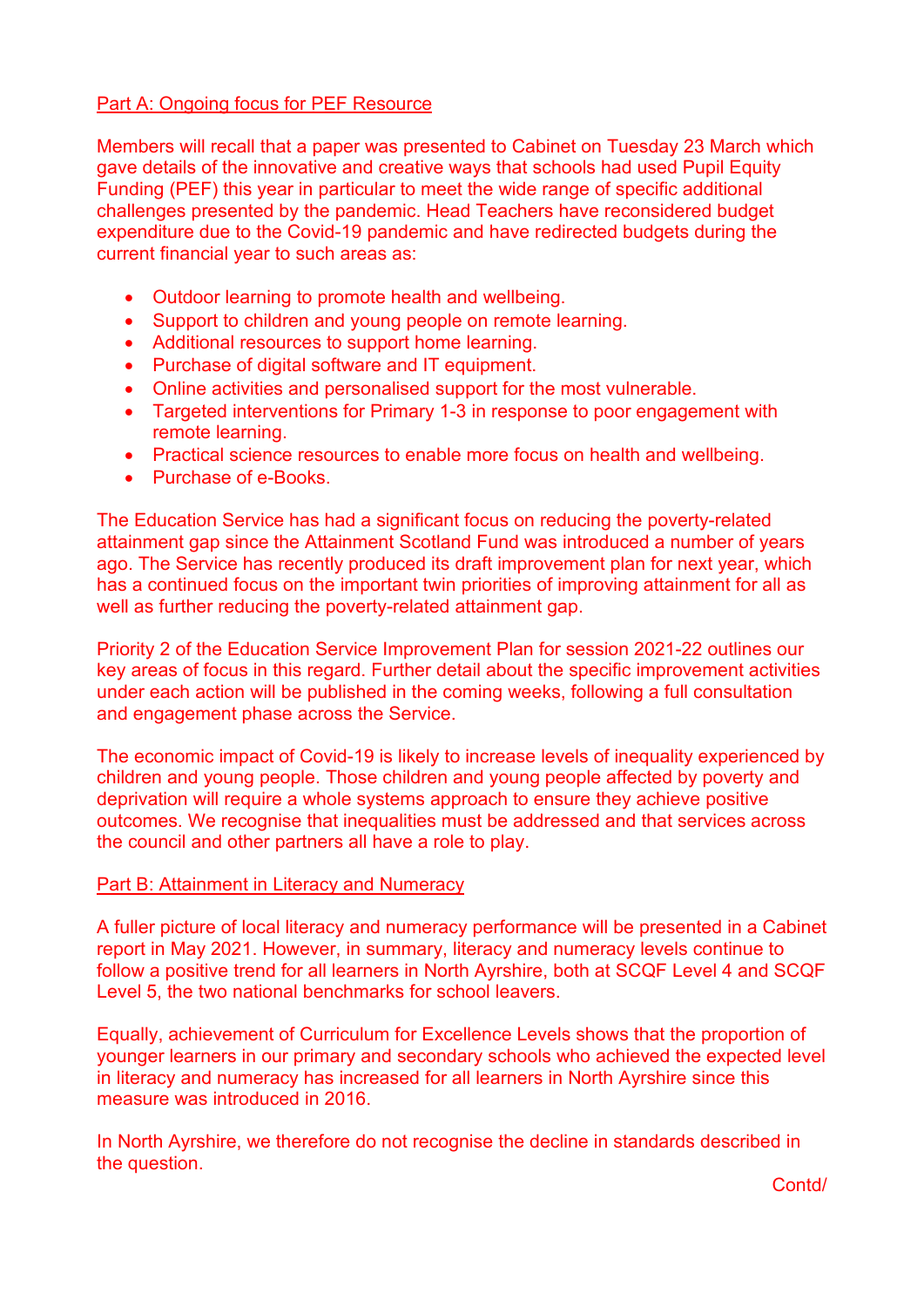Part A: Ongoing focus for PEF Resource

Members will recall that a paper was presented to Cabinet on Tuesday 23 March which gave details of the innovative and creative ways that schools had used Pupil Equity Funding (PEF) this year in particular to meet the wide range of specific additional challenges presented by the pandemic. Head Teachers have reconsidered budget expenditure due to the Covid-19 pandemic and have redirected budgets during the current financial year to such areas as:

- Outdoor learning to promote health and wellbeing.
- Support to children and young people on remote learning.
- Additional resources to support home learning.
- Purchase of digital software and IT equipment.
- Online activities and personalised support for the most vulnerable.
- Targeted interventions for Primary 1-3 in response to poor engagement with remote learning.
- Practical science resources to enable more focus on health and wellbeing.
- Purchase of e-Books.

The Education Service has had a significant focus on reducing the poverty-related attainment gap since the Attainment Scotland Fund was introduced a number of years ago. The Service has recently produced its draft improvement plan for next year, which has a continued focus on the important twin priorities of improving attainment for all as well as further reducing the poverty-related attainment gap.

Priority 2 of the Education Service Improvement Plan for session 2021-22 outlines our key areas of focus in this regard. Further detail about the specific improvement activities under each action will be published in the coming weeks, following a full consultation and engagement phase across the Service.

The economic impact of Covid-19 is likely to increase levels of inequality experienced by children and young people. Those children and young people affected by poverty and deprivation will require a whole systems approach to ensure they achieve positive outcomes. We recognise that inequalities must be addressed and that services across the council and other partners all have a role to play.

Part B: Attainment in Literacy and Numeracy

A fuller picture of local literacy and numeracy performance will be presented in a Cabinet report in May 2021. However, in summary, literacy and numeracy levels continue to follow a positive trend for all learners in North Ayrshire, both at SCQF Level 4 and SCQF Level 5, the two national benchmarks for school leavers.

Equally, achievement of Curriculum for Excellence Levels shows that the proportion of younger learners in our primary and secondary schools who achieved the expected level in literacy and numeracy has increased for all learners in North Ayrshire since this measure was introduced in 2016.

In North Ayrshire, we therefore do not recognise the decline in standards described in the question.

Contd/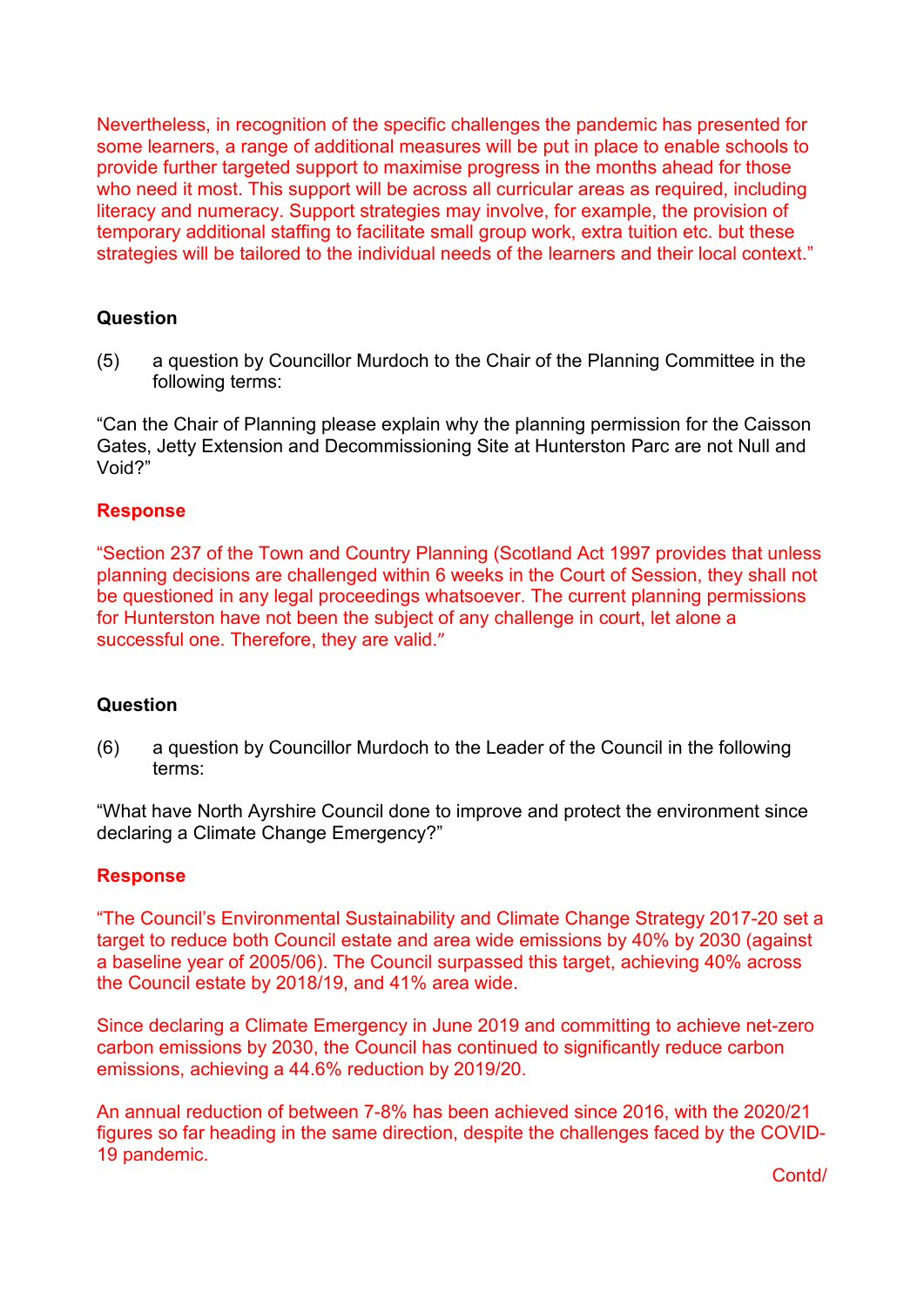Nevertheless, in recognition of the specific challenges the pandemic has presented for some learners, a range of additional measures will be put in place to enable schools to provide further targeted support to maximise progress in the months ahead for those who need it most. This support will be across all curricular areas as required, including literacy and numeracy. Support strategies may involve, for example, the provision of temporary additional staffing to facilitate small group work, extra tuition etc. but these strategies will be tailored to the individual needs of the learners and their local context."

**Question**

(5) a question by Councillor Murdoch to the Chair of the Planning Committee in the following terms:

"Can the Chair of Planning please explain why the planning permission for the Caisson Gates, Jetty Extension and Decommissioning Site at Hunterston Parc are not Null and Void?"

**Response**

"Section 237 of the Town and Country Planning (Scotland Act 1997 provides that unless planning decisions are challenged within 6 weeks in the Court of Session, they shall not be questioned in any legal proceedings whatsoever. The current planning permissions for Hunterston have not been the subject of any challenge in court, let alone a successful one. Therefore, they are valid."

**Question**

(6) a question by Councillor Murdoch to the Leader of the Council in the following terms:

"What have North Ayrshire Council done to improve and protect the environment since declaring a Climate Change Emergency?"

**Response**

"The Council's Environmental Sustainability and Climate Change Strategy 2017-20 set a target to reduce both Council estate and area wide emissions by 40% by 2030 (against a baseline year of 2005/06). The Council surpassed this target, achieving 40% across the Council estate by 2018/19, and 41% area wide.

Since declaring a Climate Emergency in June 2019 and committing to achieve net-zero carbon emissions by 2030, the Council has continued to significantly reduce carbon emissions, achieving a 44.6% reduction by 2019/20.

An annual reduction of between 7-8% has been achieved since 2016, with the 2020/21 figures so far heading in the same direction, despite the challenges faced by the COVID-19 pandemic.

Contd/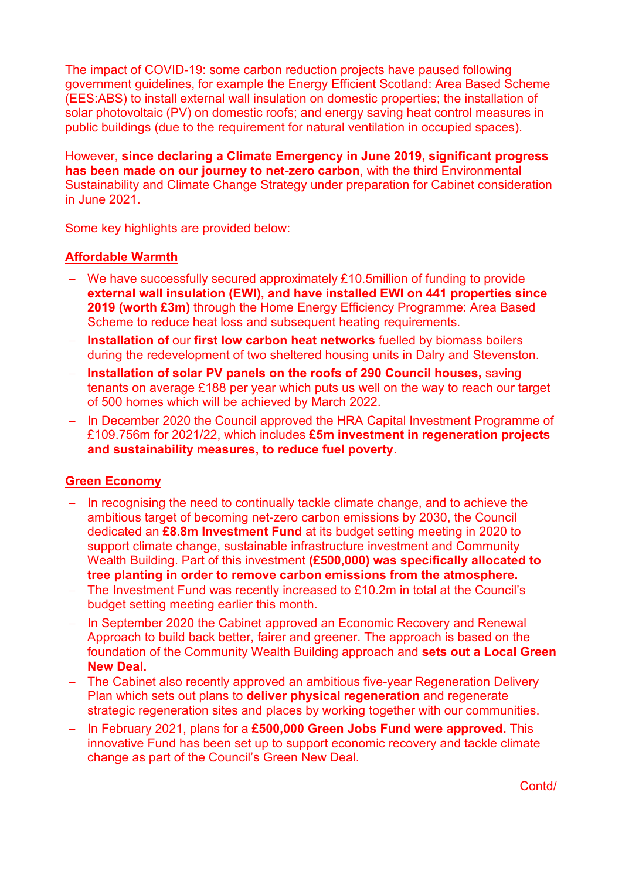The impact of COVID-19: some carbon reduction projects have paused following government guidelines, for example the Energy Efficient Scotland: Area Based Scheme (EES:ABS) to install external wall insulation on domestic properties; the installation of solar photovoltaic (PV) on domestic roofs; and energy saving heat control measures in public buildings (due to the requirement for natural ventilation in occupied spaces).

However, **since declaring a Climate Emergency in June 2019, significant progress has been made on our journey to net-zero carbon**, with the third Environmental Sustainability and Climate Change Strategy under preparation for Cabinet consideration in June 2021.

Some key highlights are provided below:

**Affordable Warmth**

- We have successfully secured approximately £10.5million of funding to provide **external wall insulation (EWI), and have installed EWI on 441 properties since 2019 (worth £3m)** through the Home Energy Efficiency Programme: Area Based Scheme to reduce heat loss and subsequent heating requirements.
- **Installation of** our **first low carbon heat networks** fuelled by biomass boilers during the redevelopment of two sheltered housing units in Dalry and Stevenston.
- **Installation of solar PV panels on the roofs of 290 Council houses,** saving tenants on average £188 per year which puts us well on the way to reach our target of 500 homes which will be achieved by March 2022.
- In December 2020 the Council approved the HRA Capital Investment Programme of £109.756m for 2021/22, which includes **£5m investment in regeneration projects and sustainability measures, to reduce fuel poverty**.

**Green Economy**

- In recognising the need to continually tackle climate change, and to achieve the ambitious target of becoming net-zero carbon emissions by 2030, the Council dedicated an **£8.8m Investment Fund** at its budget setting meeting in 2020 to support climate change, sustainable infrastructure investment and Community Wealth Building. Part of this investment **(£500,000) was specifically allocated to tree planting in order to remove carbon emissions from the atmosphere.**
- The Investment Fund was recently increased to £10.2m in total at the Council's budget setting meeting earlier this month.
- In September 2020 the Cabinet approved an Economic Recovery and Renewal Approach to build back better, fairer and greener. The approach is based on the foundation of the Community Wealth Building approach and **sets out a Local Green New Deal.**
- The Cabinet also recently approved an ambitious five-year Regeneration Delivery Plan which sets out plans to **deliver physical regeneration** and regenerate strategic regeneration sites and places by working together with our communities.
- In February 2021, plans for a **£500,000 Green Jobs Fund were approved.** This innovative Fund has been set up to support economic recovery and tackle climate change as part of the Council's Green New Deal.

Contd/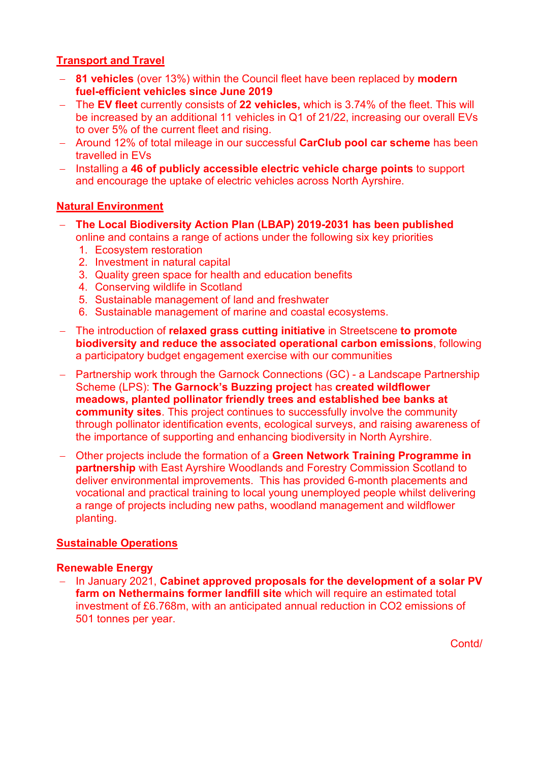## Transport and Travel

- **81 vehicles** (over 13%) within the Council fleet have been replaced by **modern fuel-efficient vehicles since June 2019**
- The **EV fleet** currently consists of **22 vehicles,** which is 3.74% of the fleet. This will be increased by an additional 11 vehicles in Q1 of 21/22, increasing our overall EVs to over 5% of the current fleet and rising.
- Around 12% of total mileage in our successful **CarClub pool car scheme** has been travelled in EVs
- Installing a **46 of publicly accessible electric vehicle charge points** to support and encourage the uptake of electric vehicles across North Ayrshire.

## Natural Environment

- **The Local Biodiversity Action Plan (LBAP) 2019-2031 has been published** online and contains a range of actions under the following six key priorities
  1. Ecosystem restoration
  2. Investment in natural capital
  3. Quality green space for health and education benefits
  4. Conserving wildlife in Scotland
  5. Sustainable management of land and freshwater
  6. Sustainable management of marine and coastal ecosystems.
- The introduction of **relaxed grass cutting initiative** in Streetscene **to promote biodiversity and reduce the associated operational carbon emissions**, following a participatory budget engagement exercise with our communities
- Partnership work through the Garnock Connections (GC) - a Landscape Partnership Scheme (LPS): **The Garnock's Buzzing project** has **created wildflower meadows, planted pollinator friendly trees and established bee banks at community sites**. This project continues to successfully involve the community through pollinator identification events, ecological surveys, and raising awareness of the importance of supporting and enhancing biodiversity in North Ayrshire.
- Other projects include the formation of a **Green Network Training Programme in partnership** with East Ayrshire Woodlands and Forestry Commission Scotland to deliver environmental improvements. This has provided 6-month placements and vocational and practical training to local young unemployed people whilst delivering a range of projects including new paths, woodland management and wildflower planting.

## Sustainable Operations

### Renewable Energy

- In January 2021, **Cabinet approved proposals for the development of a solar PV farm on Nethermains former landfill site** which will require an estimated total investment of £6.768m, with an anticipated annual reduction in $CO_2$ emissions of 501 tonnes per year.

Contd/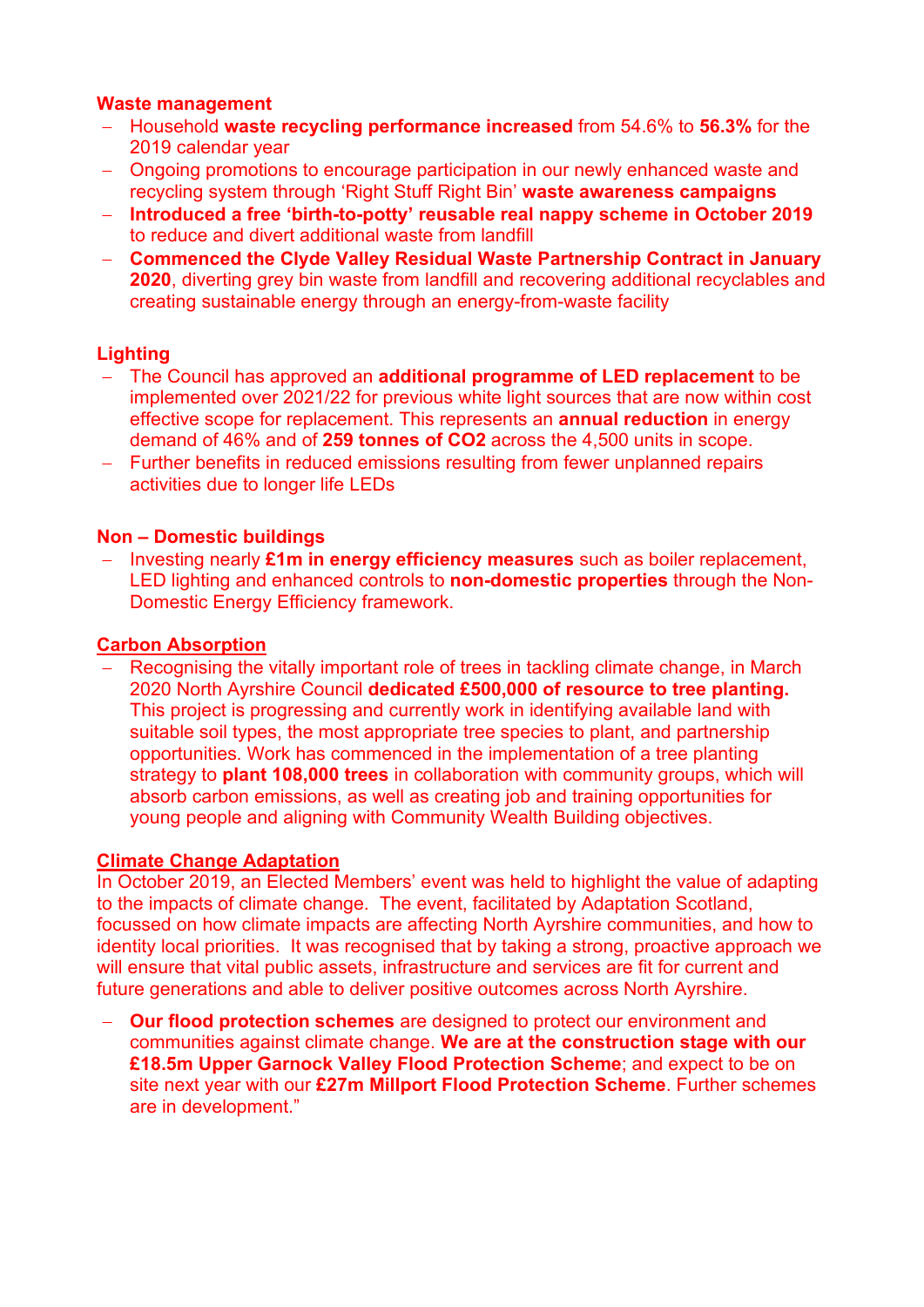**Waste management**

- Household **waste recycling performance increased** from 54.6% to **56.3%** for the 2019 calendar year
- Ongoing promotions to encourage participation in our newly enhanced waste and recycling system through 'Right Stuff Right Bin' **waste awareness campaigns**
- **Introduced a free 'birth-to-potty' reusable real nappy scheme in October 2019** to reduce and divert additional waste from landfill
- **Commenced the Clyde Valley Residual Waste Partnership Contract in January 2020**, diverting grey bin waste from landfill and recovering additional recyclables and creating sustainable energy through an energy-from-waste facility

**Lighting**

- The Council has approved an **additional programme of LED replacement** to be implemented over 2021/22 for previous white light sources that are now within cost effective scope for replacement. This represents an **annual reduction** in energy demand of 46% and of **259 tonnes of CO2** across the 4,500 units in scope.
- Further benefits in reduced emissions resulting from fewer unplanned repairs activities due to longer life LEDs

**Non – Domestic buildings**

- Investing nearly **£1m in energy efficiency measures** such as boiler replacement, LED lighting and enhanced controls to **non-domestic properties** through the Non-Domestic Energy Efficiency framework.

**Carbon Absorption**

- Recognising the vitally important role of trees in tackling climate change, in March 2020 North Ayrshire Council **dedicated £500,000 of resource to tree planting.** This project is progressing and currently work in identifying available land with suitable soil types, the most appropriate tree species to plant, and partnership opportunities. Work has commenced in the implementation of a tree planting strategy to **plant 108,000 trees** in collaboration with community groups, which will absorb carbon emissions, as well as creating job and training opportunities for young people and aligning with Community Wealth Building objectives.

**Climate Change Adaptation**

In October 2019, an Elected Members' event was held to highlight the value of adapting to the impacts of climate change. The event, facilitated by Adaptation Scotland, focussed on how climate impacts are affecting North Ayrshire communities, and how to identity local priorities. It was recognised that by taking a strong, proactive approach we will ensure that vital public assets, infrastructure and services are fit for current and future generations and able to deliver positive outcomes across North Ayrshire.

- **Our flood protection schemes** are designed to protect our environment and communities against climate change. **We are at the construction stage with our £18.5m Upper Garnock Valley Flood Protection Scheme**; and expect to be on site next year with our **£27m Millport Flood Protection Scheme**. Further schemes are in development."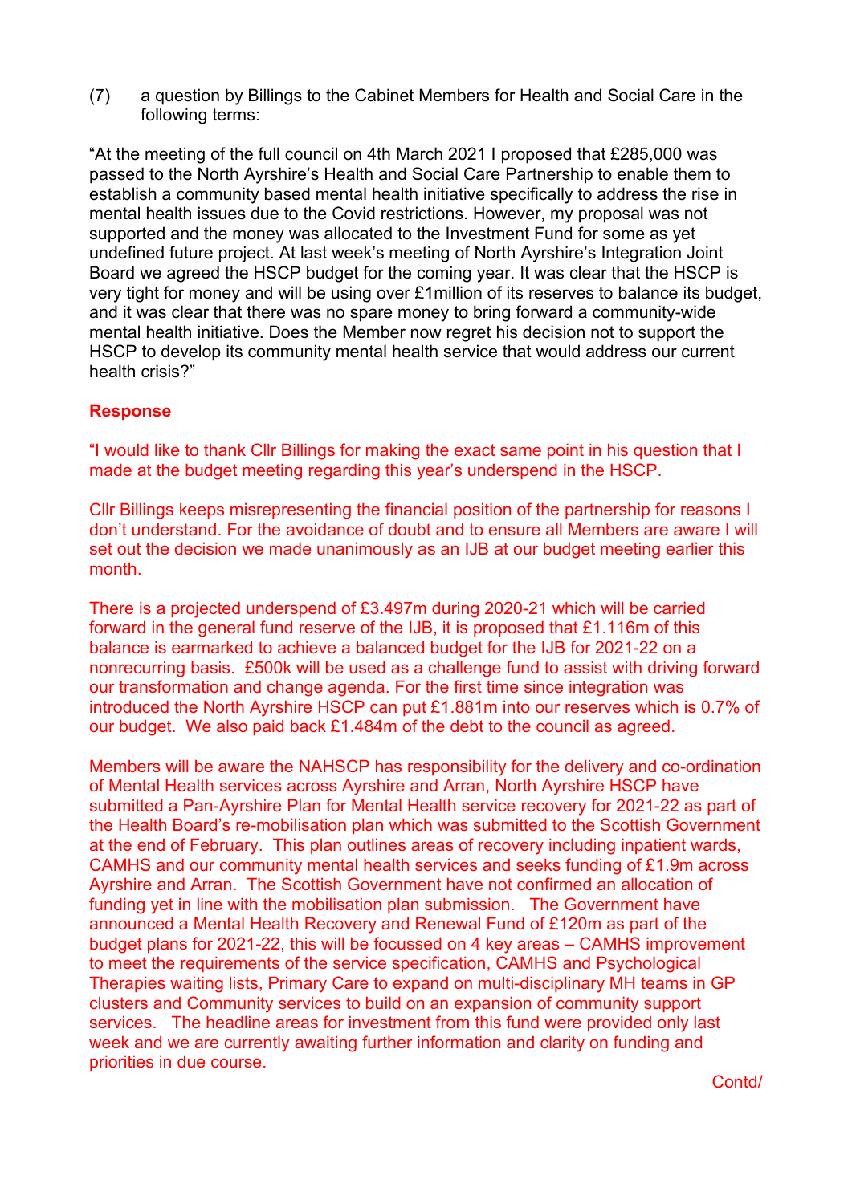(7) a question by Billings to the Cabinet Members for Health and Social Care in the following terms:

"At the meeting of the full council on 4th March 2021 I proposed that £285,000 was passed to the North Ayrshire's Health and Social Care Partnership to enable them to establish a community based mental health initiative specifically to address the rise in mental health issues due to the Covid restrictions. However, my proposal was not supported and the money was allocated to the Investment Fund for some as yet undefined future project. At last week's meeting of North Ayrshire's Integration Joint Board we agreed the HSCP budget for the coming year. It was clear that the HSCP is very tight for money and will be using over £1million of its reserves to balance its budget, and it was clear that there was no spare money to bring forward a community-wide mental health initiative. Does the Member now regret his decision not to support the HSCP to develop its community mental health service that would address our current health crisis?"

**Response**

"I would like to thank Cllr Billings for making the exact same point in his question that I made at the budget meeting regarding this year's underspend in the HSCP.

Cllr Billings keeps misrepresenting the financial position of the partnership for reasons I don't understand. For the avoidance of doubt and to ensure all Members are aware I will set out the decision we made unanimously as an IJB at our budget meeting earlier this month.

There is a projected underspend of £3.497m during 2020-21 which will be carried forward in the general fund reserve of the IJB, it is proposed that £1.116m of this balance is earmarked to achieve a balanced budget for the IJB for 2021-22 on a nonrecurring basis. £500k will be used as a challenge fund to assist with driving forward our transformation and change agenda. For the first time since integration was introduced the North Ayrshire HSCP can put £1.881m into our reserves which is 0.7% of our budget. We also paid back £1.484m of the debt to the council as agreed.

Members will be aware the NAHSCP has responsibility for the delivery and co-ordination of Mental Health services across Ayrshire and Arran, North Ayrshire HSCP have submitted a Pan-Ayrshire Plan for Mental Health service recovery for 2021-22 as part of the Health Board's re-mobilisation plan which was submitted to the Scottish Government at the end of February. This plan outlines areas of recovery including inpatient wards, CAMHS and our community mental health services and seeks funding of £1.9m across Ayrshire and Arran. The Scottish Government have not confirmed an allocation of funding yet in line with the mobilisation plan submission. The Government have announced a Mental Health Recovery and Renewal Fund of £120m as part of the budget plans for 2021-22, this will be focussed on 4 key areas – CAMHS improvement to meet the requirements of the service specification, CAMHS and Psychological Therapies waiting lists, Primary Care to expand on multi-disciplinary MH teams in GP clusters and Community services to build on an expansion of community support services. The headline areas for investment from this fund were provided only last week and we are currently awaiting further information and clarity on funding and priorities in due course.

Contd/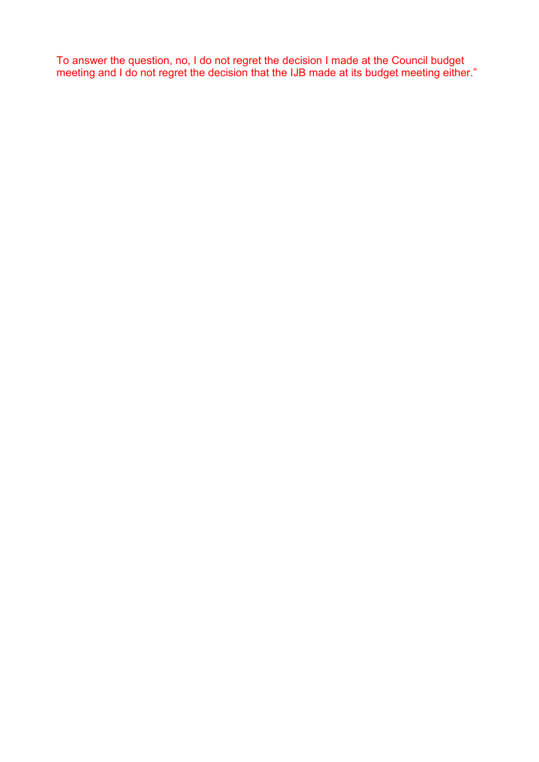To answer the question, no, I do not regret the decision I made at the Council budget meeting and I do not regret the decision that the IJB made at its budget meeting either."